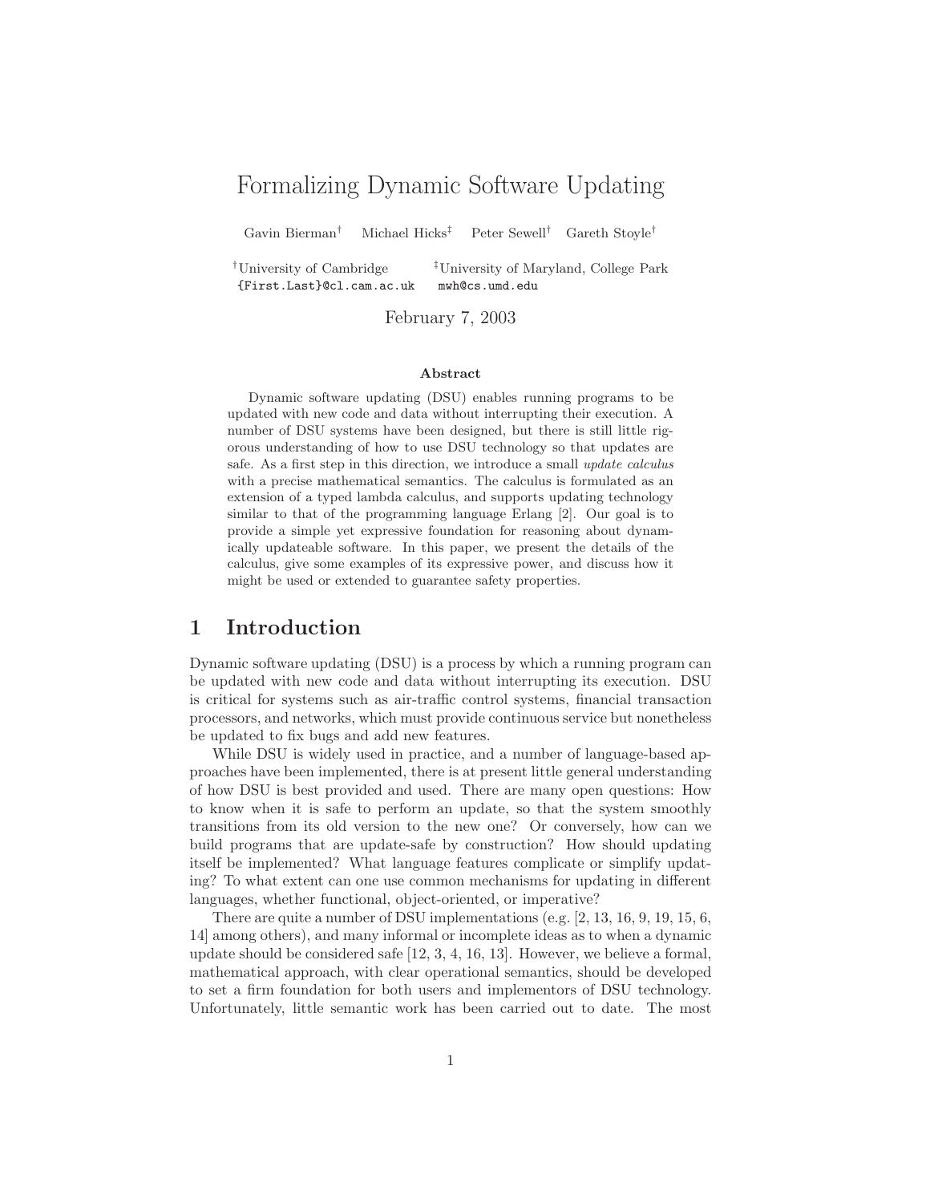# Formalizing Dynamic Software Updating

Gavin Bierman[†] Michael Hicks[‡] Peter Sewell[†] Gareth Stoyle[†]

[†]University of Cambridge
{First.Last}@cl.cam.ac.uk

[‡]University of Maryland, College Park
mwh@cs.umd.edu

February 7, 2003

### Abstract

Dynamic software updating (DSU) enables running programs to be updated with new code and data without interrupting their execution. A number of DSU systems have been designed, but there is still little rigorous understanding of how to use DSU technology so that updates are safe. As a first step in this direction, we introduce a small *update calculus* with a precise mathematical semantics. The calculus is formulated as an extension of a typed lambda calculus, and supports updating technology similar to that of the programming language Erlang [2]. Our goal is to provide a simple yet expressive foundation for reasoning about dynamically updateable software. In this paper, we present the details of the calculus, give some examples of its expressive power, and discuss how it might be used or extended to guarantee safety properties.

## 1 Introduction

Dynamic software updating (DSU) is a process by which a running program can be updated with new code and data without interrupting its execution. DSU is critical for systems such as air-traffic control systems, financial transaction processors, and networks, which must provide continuous service but nonetheless be updated to fix bugs and add new features.

While DSU is widely used in practice, and a number of language-based approaches have been implemented, there is at present little general understanding of how DSU is best provided and used. There are many open questions: How to know when it is safe to perform an update, so that the system smoothly transitions from its old version to the new one? Or conversely, how can we build programs that are update-safe by construction? How should updating itself be implemented? What language features complicate or simplify updating? To what extent can one use common mechanisms for updating in different languages, whether functional, object-oriented, or imperative?

There are quite a number of DSU implementations (e.g. [2, 13, 16, 9, 19, 15, 6, 14] among others), and many informal or incomplete ideas as to when a dynamic update should be considered safe [12, 3, 4, 16, 13]. However, we believe a formal, mathematical approach, with clear operational semantics, should be developed to set a firm foundation for both users and implementors of DSU technology. Unfortunately, little semantic work has been carried out to date. The most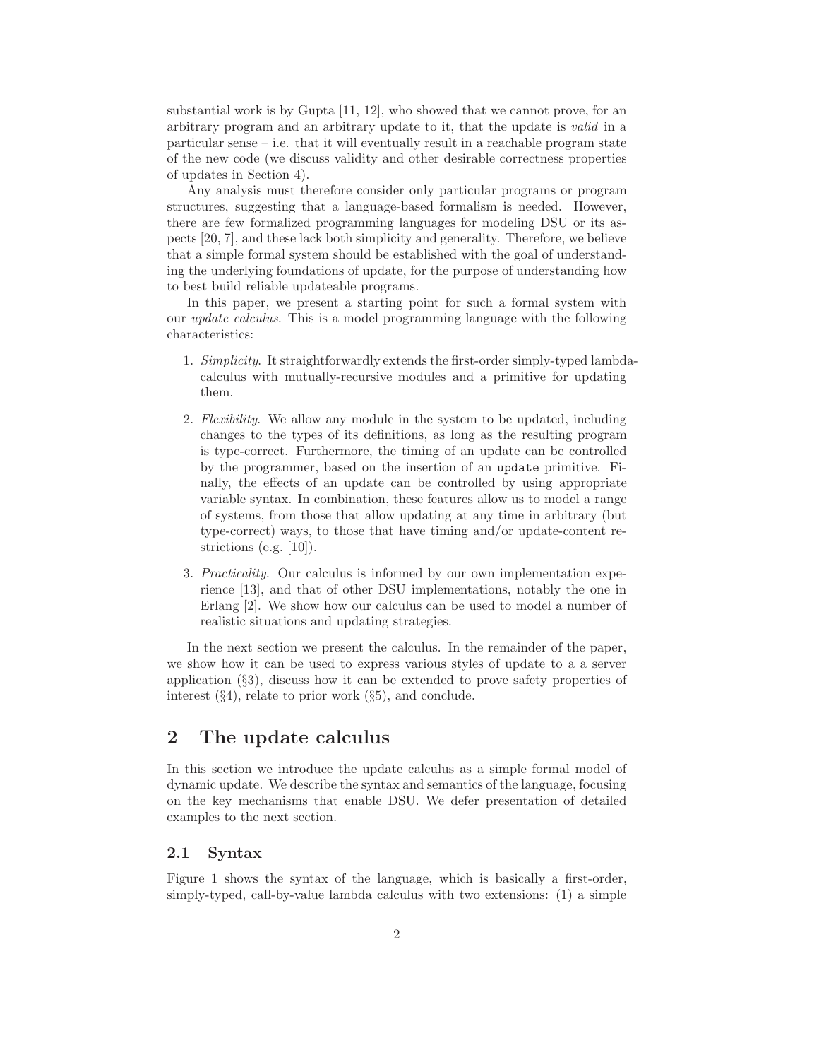substantial work is by Gupta [11, 12], who showed that we cannot prove, for an arbitrary program and an arbitrary update to it, that the update is *valid* in a particular sense – i.e. that it will eventually result in a reachable program state of the new code (we discuss validity and other desirable correctness properties of updates in Section 4).

Any analysis must therefore consider only particular programs or program structures, suggesting that a language-based formalism is needed. However, there are few formalized programming languages for modeling DSU or its aspects [20, 7], and these lack both simplicity and generality. Therefore, we believe that a simple formal system should be established with the goal of understanding the underlying foundations of update, for the purpose of understanding how to best build reliable updateable programs.

In this paper, we present a starting point for such a formal system with our *update calculus*. This is a model programming language with the following characteristics:

1. *Simplicity*. It straightforwardly extends the first-order simply-typed lambda-calculus with mutually-recursive modules and a primitive for updating them.

2. *Flexibility*. We allow any module in the system to be updated, including changes to the types of its definitions, as long as the resulting program is type-correct. Furthermore, the timing of an update can be controlled by the programmer, based on the insertion of an `update` primitive. Finally, the effects of an update can be controlled by using appropriate variable syntax. In combination, these features allow us to model a range of systems, from those that allow updating at any time in arbitrary (but type-correct) ways, to those that have timing and/or update-content restrictions (e.g. [10]).

3. *Practicality*. Our calculus is informed by our own implementation experience [13], and that of other DSU implementations, notably the one in Erlang [2]. We show how our calculus can be used to model a number of realistic situations and updating strategies.

In the next section we present the calculus. In the remainder of the paper, we show how it can be used to express various styles of update to a a server application (§3), discuss how it can be extended to prove safety properties of interest (§4), relate to prior work (§5), and conclude.

## 2 The update calculus

In this section we introduce the update calculus as a simple formal model of dynamic update. We describe the syntax and semantics of the language, focusing on the key mechanisms that enable DSU. We defer presentation of detailed examples to the next section.

### 2.1 Syntax

Figure 1 shows the syntax of the language, which is basically a first-order, simply-typed, call-by-value lambda calculus with two extensions: (1) a simple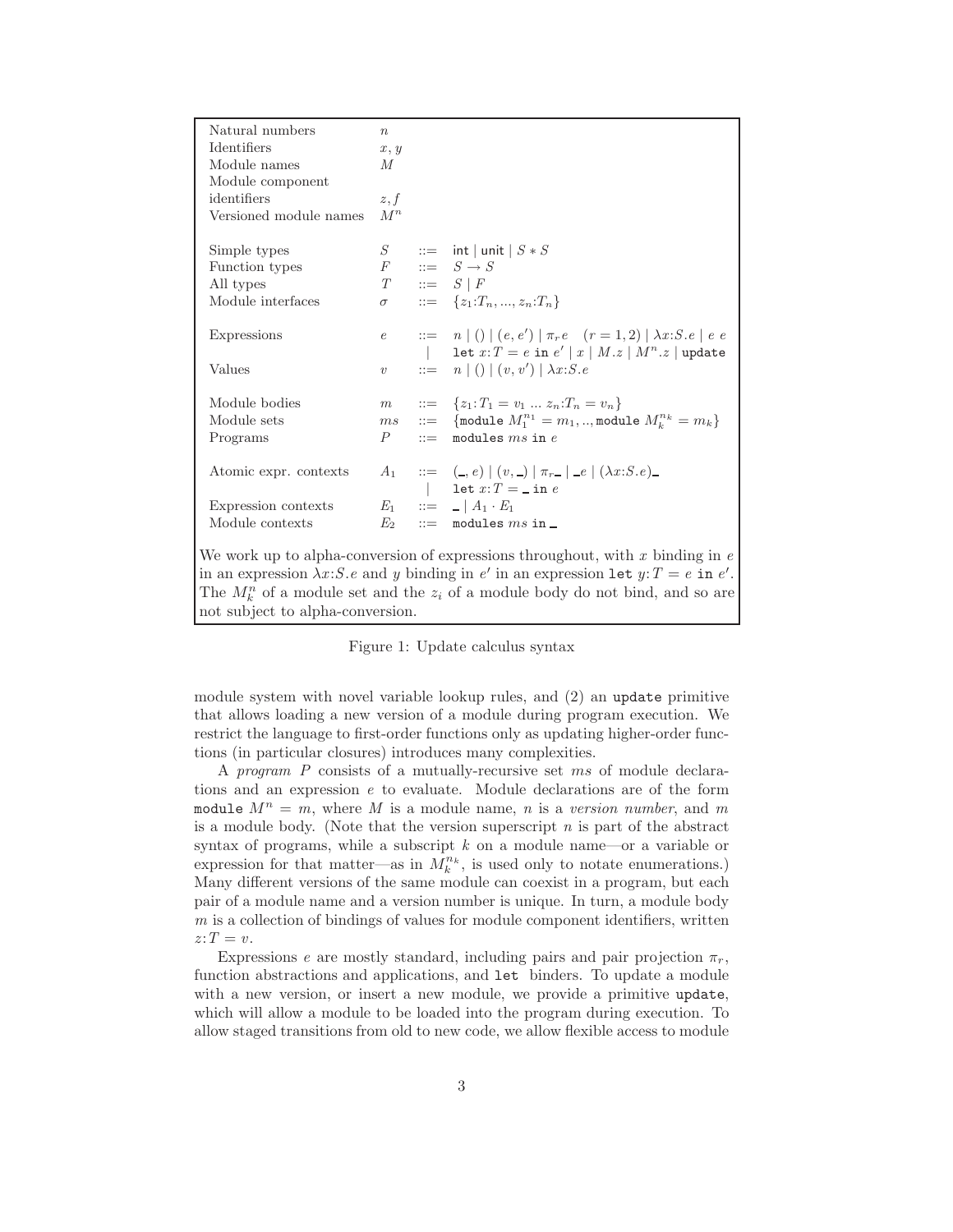| | | | |
|---|---|---|---|
| Natural numbers | $n$ | | |
| Identifiers | $x, y$ | | |
| Module names | $M$ | | |
| Module component identifiers | $z, f$ | | |
| Versioned module names | $M^n$ | | |
| | | | |
| Simple types | $S$ | $::=$ | $\mathsf{int} \mid \mathsf{unit} \mid S * S$ |
| Function types | $F$ | $::=$ | $S \to S$ |
| All types | $T$ | $::=$ | $S \mid F$ |
| Module interfaces | $\sigma$ | $::=$ | $\{z_1{:}T_n, ..., z_n{:}T_n\}$ |
| | | | |
| Expressions | $e$ | $::=$ | $n \mid () \mid (e, e') \mid \pi_r e \quad (r = 1, 2) \mid \lambda x{:}S.e \mid e\ e$ |
| | | $\mid$ | $\texttt{let}\ x{:}T = e\ \texttt{in}\ e' \mid x \mid M.z \mid M^n.z \mid \texttt{update}$ |
| Values | $v$ | $::=$ | $n \mid () \mid (v, v') \mid \lambda x{:}S.e$ |
| | | | |
| Module bodies | $m$ | $::=$ | $\{z_1{:}T_1 = v_1\ ...\ z_n{:}T_n = v_n\}$ |
| Module sets | $ms$ | $::=$ | $\{\texttt{module}\ M_1^{n_1} = m_1, .., \texttt{module}\ M_k^{n_k} = m_k\}$ |
| Programs | $P$ | $::=$ | $\texttt{modules}\ ms\ \texttt{in}\ e$ |
| | | | |
| Atomic expr. contexts | $A_1$ | $::=$ | $(\_, e) \mid (v, \_) \mid \pi_r \_ \mid \_e \mid (\lambda x{:}S.e)\_$ |
| | | $\mid$ | $\texttt{let}\ x{:}T = \_\ \texttt{in}\ e$ |
| Expression contexts | $E_1$ | $::=$ | $\_ \mid A_1 \cdot E_1$ |
| Module contexts | $E_2$ | $::=$ | $\texttt{modules}\ ms\ \texttt{in}\ \_$ |

We work up to alpha-conversion of expressions throughout, with $x$ binding in $e$ in an expression $\lambda x{:}S.e$ and $y$ binding in $e'$ in an expression $\texttt{let}\ y{:}T = e\ \texttt{in}\ e'$. The $M_k^n$ of a module set and the $z_i$ of a module body do not bind, and so are not subject to alpha-conversion.

Figure 1: Update calculus syntax

module system with novel variable lookup rules, and (2) an `update` primitive that allows loading a new version of a module during program execution. We restrict the language to first-order functions only as updating higher-order functions (in particular closures) introduces many complexities.

A *program* $P$ consists of a mutually-recursive set $ms$ of module declarations and an expression $e$ to evaluate. Module declarations are of the form $\texttt{module}\ M^n = m$, where $M$ is a module name, $n$ is a *version number*, and $m$ is a module body. (Note that the version superscript $n$ is part of the abstract syntax of programs, while a subscript $k$ on a module name—or a variable or expression for that matter—as in $M_k^{n_k}$, is used only to notate enumerations.) Many different versions of the same module can coexist in a program, but each pair of a module name and a version number is unique. In turn, a module body $m$ is a collection of bindings of values for module component identifiers, written $z{:}T = v$.

Expressions $e$ are mostly standard, including pairs and pair projection $\pi_r$, function abstractions and applications, and `let` binders. To update a module with a new version, or insert a new module, we provide a primitive `update`, which will allow a module to be loaded into the program during execution. To allow staged transitions from old to new code, we allow flexible access to module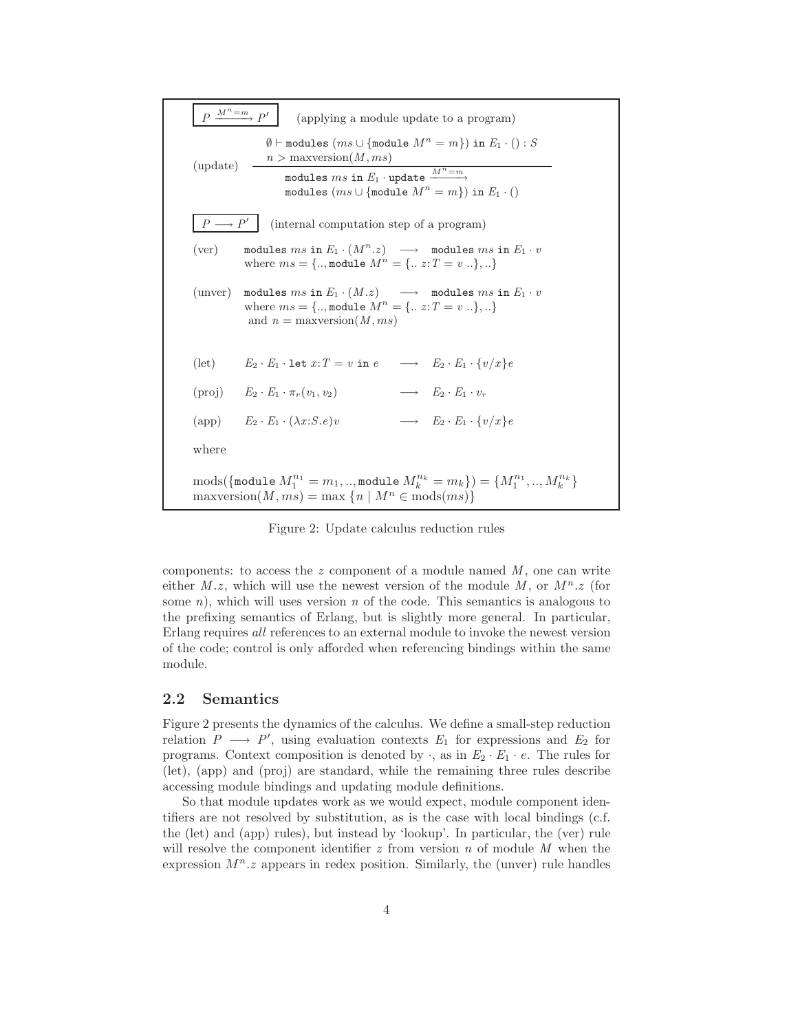$\boxed{P \xrightarrow{M^n=m} P'}$ (applying a module update to a program)

$$\text{(update)} \quad \frac{\emptyset \vdash \texttt{modules}\ (ms \cup \{\texttt{module}\ M^n = m\})\ \texttt{in}\ E_1 \cdot () : S \qquad n > \text{maxversion}(M, ms)}{\texttt{modules}\ ms\ \texttt{in}\ E_1 \cdot \texttt{update} \xrightarrow{M^n=m} \texttt{modules}\ (ms \cup \{\texttt{module}\ M^n = m\})\ \texttt{in}\ E_1 \cdot ()}$$

$\boxed{P \longrightarrow P'}$ (internal computation step of a program)

(ver) $\texttt{modules}\ ms\ \texttt{in}\ E_1 \cdot (M^n.z) \longrightarrow \texttt{modules}\ ms\ \texttt{in}\ E_1 \cdot v$
where $ms = \{.., \texttt{module}\ M^n = \{..\ z{:}T = v\ ..\}, ..\}$

(unver) $\texttt{modules}\ ms\ \texttt{in}\ E_1 \cdot (M.z) \longrightarrow \texttt{modules}\ ms\ \texttt{in}\ E_1 \cdot v$
where $ms = \{.., \texttt{module}\ M^n = \{..\ z{:}T = v\ ..\}, ..\}$
and $n = \text{maxversion}(M, ms)$

(let) $E_2 \cdot E_1 \cdot \texttt{let}\ x{:}T = v\ \texttt{in}\ e \longrightarrow E_2 \cdot E_1 \cdot \{v/x\}e$

(proj) $E_2 \cdot E_1 \cdot \pi_r(v_1, v_2) \longrightarrow E_2 \cdot E_1 \cdot v_r$

(app) $E_2 \cdot E_1 \cdot (\lambda x{:}S.e)v \longrightarrow E_2 \cdot E_1 \cdot \{v/x\}e$

where

$\text{mods}(\{\texttt{module}\ M_1^{n_1} = m_1, .., \texttt{module}\ M_k^{n_k} = m_k\}) = \{M_1^{n_1}, .., M_k^{n_k}\}$
$\text{maxversion}(M, ms) = \max\ \{n \mid M^n \in \text{mods}(ms)\}$

Figure 2: Update calculus reduction rules

components: to access the $z$ component of a module named $M$, one can write either $M.z$, which will use the newest version of the module $M$, or $M^n.z$ (for some $n$), which will uses version $n$ of the code. This semantics is analogous to the prefixing semantics of Erlang, but is slightly more general. In particular, Erlang requires *all* references to an external module to invoke the newest version of the code; control is only afforded when referencing bindings within the same module.

## 2.2 Semantics

Figure 2 presents the dynamics of the calculus. We define a small-step reduction relation $P \longrightarrow P'$, using evaluation contexts $E_1$ for expressions and $E_2$ for programs. Context composition is denoted by $\cdot$, as in $E_2 \cdot E_1 \cdot e$. The rules for (let), (app) and (proj) are standard, while the remaining three rules describe accessing module bindings and updating module definitions.

So that module updates work as we would expect, module component identifiers are not resolved by substitution, as is the case with local bindings (c.f. the (let) and (app) rules), but instead by 'lookup'. In particular, the (ver) rule will resolve the component identifier $z$ from version $n$ of module $M$ when the expression $M^n.z$ appears in redex position. Similarly, the (unver) rule handles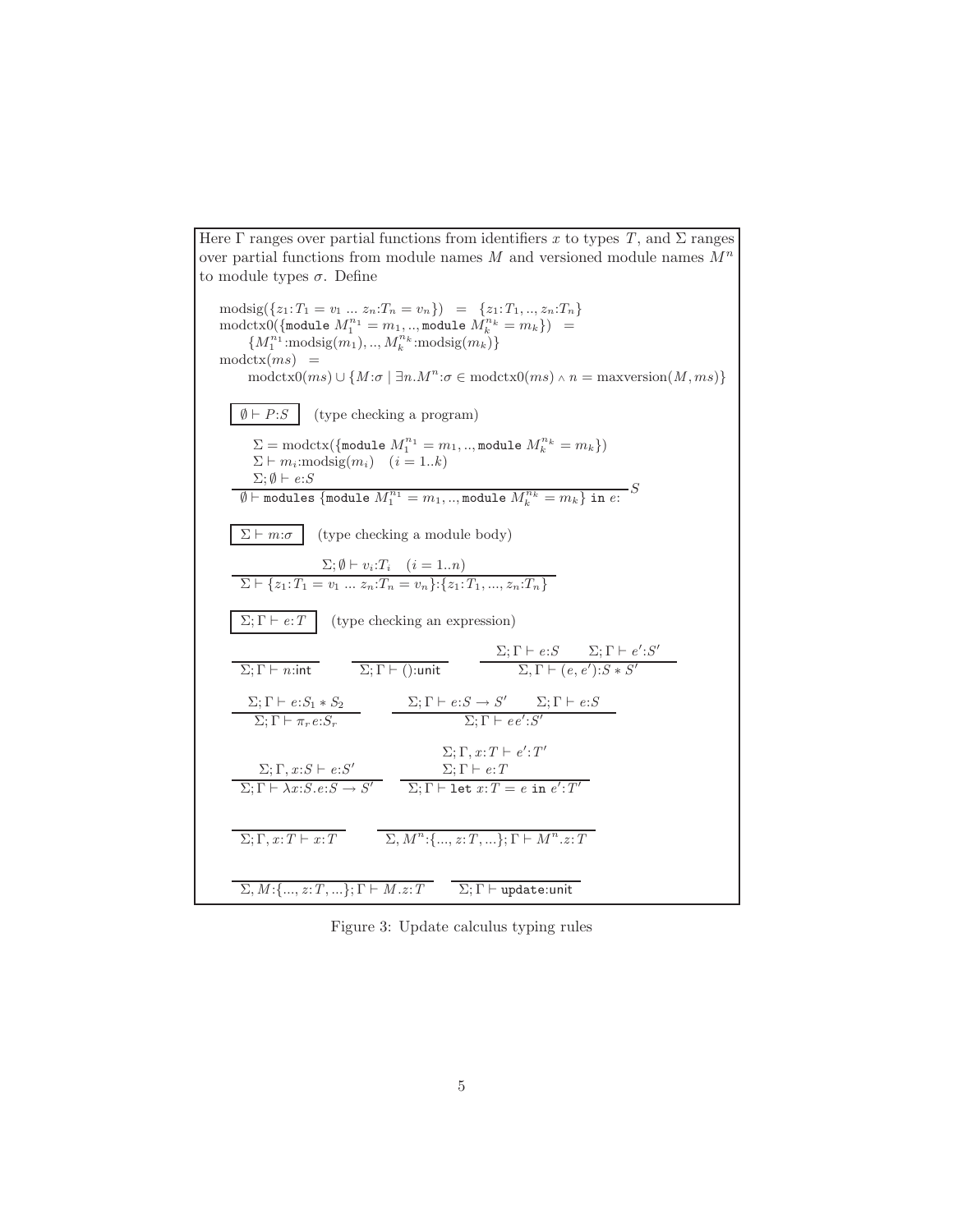Here $\Gamma$ ranges over partial functions from identifiers $x$ to types $T$, and $\Sigma$ ranges over partial functions from module names $M$ and versioned module names $M^n$ to module types $\sigma$. Define

$$\text{modsig}(\{z_1{:}T_1 = v_1 \ \ldots \ z_n{:}T_n = v_n\}) \ = \ \{z_1{:}T_1, .., z_n{:}T_n\}$$

$$\text{modctx0}(\{\texttt{module } M_1^{n_1} = m_1, .., \texttt{module } M_k^{n_k} = m_k\}) \ = \ \{M_1^{n_1}{:}\text{modsig}(m_1), .., M_k^{n_k}{:}\text{modsig}(m_k)\}$$

$$\text{modctx}(ms) \ = \ \text{modctx0}(ms) \cup \{M{:}\sigma \mid \exists n. M^n{:}\sigma \in \text{modctx0}(ms) \wedge n = \text{maxversion}(M, ms)\}$$

$\boxed{\emptyset \vdash P{:}S}$ (type checking a program)

$$\frac{\begin{array}{l}\Sigma = \text{modctx}(\{\texttt{module } M_1^{n_1} = m_1, .., \texttt{module } M_k^{n_k} = m_k\}) \\ \Sigma \vdash m_i{:}\text{modsig}(m_i) \quad (i = 1..k) \\ \Sigma; \emptyset \vdash e{:}S\end{array}}{\emptyset \vdash \texttt{modules } \{\texttt{module } M_1^{n_1} = m_1, .., \texttt{module } M_k^{n_k} = m_k\} \texttt{ in } e{:}S}$$

$\boxed{\Sigma \vdash m{:}\sigma}$ (type checking a module body)

$$\frac{\Sigma; \emptyset \vdash v_i{:}T_i \quad (i = 1..n)}{\Sigma \vdash \{z_1{:}T_1 = v_1 \ \ldots \ z_n{:}T_n = v_n\}{:}\{z_1{:}T_1, ..., z_n{:}T_n\}}$$

$\boxed{\Sigma; \Gamma \vdash e{:}T}$ (type checking an expression)

$$\frac{}{\Sigma; \Gamma \vdash n{:}\mathsf{int}} \qquad \frac{}{\Sigma; \Gamma \vdash (){:}\mathsf{unit}} \qquad \frac{\Sigma; \Gamma \vdash e{:}S \qquad \Sigma; \Gamma \vdash e'{:}S'}{\Sigma, \Gamma \vdash (e, e'){:}S * S'}$$

$$\frac{\Sigma; \Gamma \vdash e{:}S_1 * S_2}{\Sigma; \Gamma \vdash \pi_r e{:}S_r} \qquad \frac{\Sigma; \Gamma \vdash e{:}S \rightarrow S' \qquad \Sigma; \Gamma \vdash e{:}S}{\Sigma; \Gamma \vdash e e'{:}S'}$$

$$\frac{\Sigma; \Gamma, x{:}S \vdash e{:}S'}{\Sigma; \Gamma \vdash \lambda x{:}S.e{:}S \rightarrow S'} \qquad \frac{\begin{array}{c}\Sigma; \Gamma, x{:}T \vdash e'{:}T' \\ \Sigma; \Gamma \vdash e{:}T\end{array}}{\Sigma; \Gamma \vdash \texttt{let } x{:}T = e \texttt{ in } e'{:}T'}$$

$$\frac{}{\Sigma; \Gamma, x{:}T \vdash x{:}T} \qquad \frac{}{\Sigma, M^n{:}\{..., z{:}T, ...\}; \Gamma \vdash M^n.z{:}T}$$

$$\frac{}{\Sigma, M{:}\{..., z{:}T, ...\}; \Gamma \vdash M.z{:}T} \qquad \frac{}{\Sigma; \Gamma \vdash \mathsf{update}{:}\mathsf{unit}}$$

Figure 3: Update calculus typing rules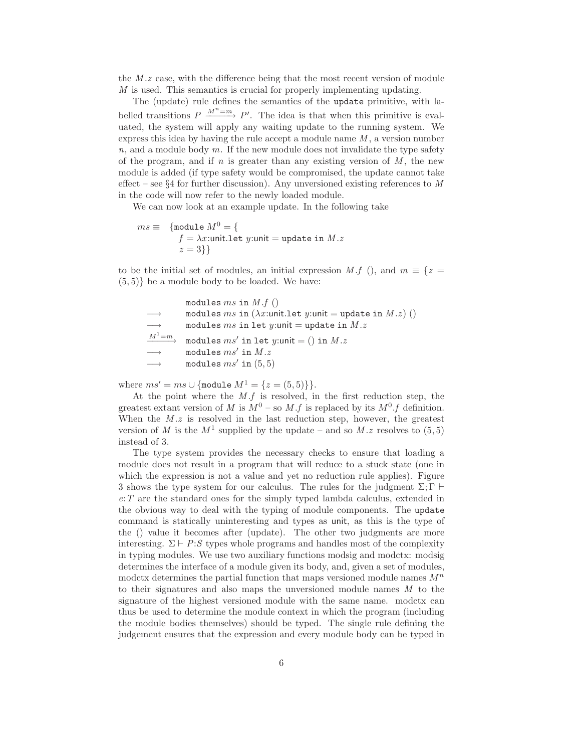the $M.z$ case, with the difference being that the most recent version of module $M$ is used. This semantics is crucial for properly implementing updating.

The (update) rule defines the semantics of the `update` primitive, with labelled transitions $P \xrightarrow{M^n=m} P'$. The idea is that when this primitive is evaluated, the system will apply any waiting update to the running system. We express this idea by having the rule accept a module name $M$, a version number $n$, and a module body $m$. If the new module does not invalidate the type safety of the program, and if $n$ is greater than any existing version of $M$, the new module is added (if type safety would be compromised, the update cannot take effect – see §4 for further discussion). Any unversioned existing references to $M$ in the code will now refer to the newly loaded module.

We can now look at an example update. In the following take

$$
\begin{aligned}
ms \equiv \quad & \{\texttt{module}\ M^0 = \{ \\
& \quad f = \lambda x{:}\texttt{unit}.\texttt{let}\ y{:}\texttt{unit} = \texttt{update}\ \texttt{in}\ M.z \\
& \quad z = 3\}\}
\end{aligned}
$$

to be the initial set of modules, an initial expression $M.f\ ()$, and $m \equiv \{z = (5,5)\}$ be a module body to be loaded. We have:

$$
\begin{array}{ll}
 & \texttt{modules}\ ms\ \texttt{in}\ M.f\ () \\
\longrightarrow & \texttt{modules}\ ms\ \texttt{in}\ (\lambda x{:}\texttt{unit}.\texttt{let}\ y{:}\texttt{unit} = \texttt{update}\ \texttt{in}\ M.z)\ () \\
\longrightarrow & \texttt{modules}\ ms\ \texttt{in}\ \texttt{let}\ y{:}\texttt{unit} = \texttt{update}\ \texttt{in}\ M.z \\
\xrightarrow{M^1=m} & \texttt{modules}\ ms'\ \texttt{in}\ \texttt{let}\ y{:}\texttt{unit} = ()\ \texttt{in}\ M.z \\
\longrightarrow & \texttt{modules}\ ms'\ \texttt{in}\ M.z \\
\longrightarrow & \texttt{modules}\ ms'\ \texttt{in}\ (5,5)
\end{array}
$$

where $ms' = ms \cup \{\texttt{module}\ M^1 = \{z = (5,5)\}\}$.

At the point where the $M.f$ is resolved, in the first reduction step, the greatest extant version of $M$ is $M^0$ – so $M.f$ is replaced by its $M^0.f$ definition. When the $M.z$ is resolved in the last reduction step, however, the greatest version of $M$ is the $M^1$ supplied by the update – and so $M.z$ resolves to $(5,5)$ instead of 3.

The type system provides the necessary checks to ensure that loading a module does not result in a program that will reduce to a stuck state (one in which the expression is not a value and yet no reduction rule applies). Figure 3 shows the type system for our calculus. The rules for the judgment $\Sigma;\Gamma \vdash e{:}T$ are the standard ones for the simply typed lambda calculus, extended in the obvious way to deal with the typing of module components. The `update` command is statically uninteresting and types as `unit`, as this is the type of the () value it becomes after (update). The other two judgments are more interesting. $\Sigma \vdash P{:}S$ types whole programs and handles most of the complexity in typing modules. We use two auxiliary functions modsig and modctx: modsig determines the interface of a module given its body, and, given a set of modules, modctx determines the partial function that maps versioned module names $M^n$ to their signatures and also maps the unversioned module names $M$ to the signature of the highest versioned module with the same name. modctx can thus be used to determine the module context in which the program (including the module bodies themselves) should be typed. The single rule defining the judgement ensures that the expression and every module body can be typed in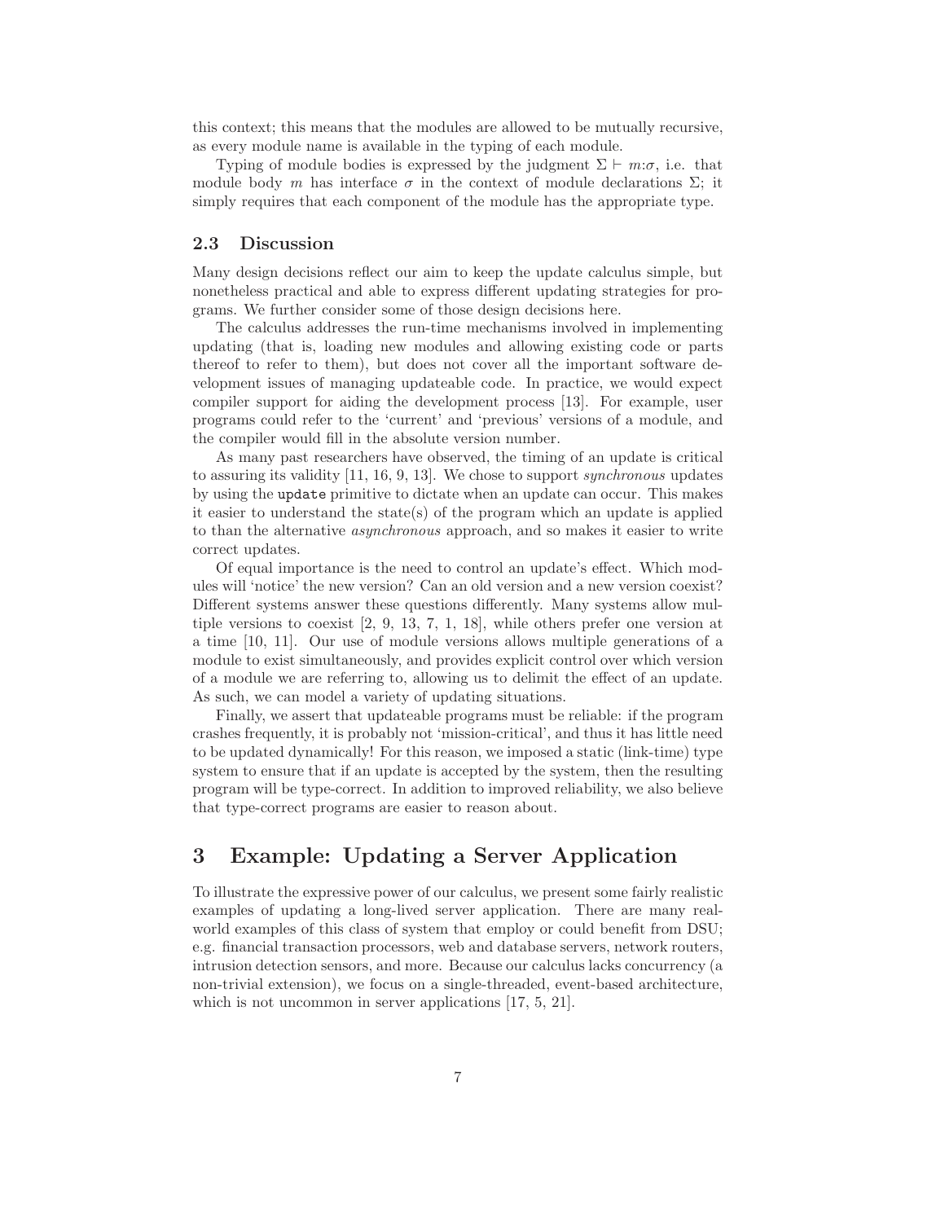this context; this means that the modules are allowed to be mutually recursive, as every module name is available in the typing of each module.

Typing of module bodies is expressed by the judgment $\Sigma \vdash m{:}\sigma$, i.e. that module body $m$ has interface $\sigma$ in the context of module declarations $\Sigma$; it simply requires that each component of the module has the appropriate type.

### 2.3 Discussion

Many design decisions reflect our aim to keep the update calculus simple, but nonetheless practical and able to express different updating strategies for programs. We further consider some of those design decisions here.

The calculus addresses the run-time mechanisms involved in implementing updating (that is, loading new modules and allowing existing code or parts thereof to refer to them), but does not cover all the important software development issues of managing updateable code. In practice, we would expect compiler support for aiding the development process [13]. For example, user programs could refer to the 'current' and 'previous' versions of a module, and the compiler would fill in the absolute version number.

As many past researchers have observed, the timing of an update is critical to assuring its validity [11, 16, 9, 13]. We chose to support *synchronous* updates by using the `update` primitive to dictate when an update can occur. This makes it easier to understand the state(s) of the program which an update is applied to than the alternative *asynchronous* approach, and so makes it easier to write correct updates.

Of equal importance is the need to control an update's effect. Which modules will 'notice' the new version? Can an old version and a new version coexist? Different systems answer these questions differently. Many systems allow multiple versions to coexist [2, 9, 13, 7, 1, 18], while others prefer one version at a time [10, 11]. Our use of module versions allows multiple generations of a module to exist simultaneously, and provides explicit control over which version of a module we are referring to, allowing us to delimit the effect of an update. As such, we can model a variety of updating situations.

Finally, we assert that updateable programs must be reliable: if the program crashes frequently, it is probably not 'mission-critical', and thus it has little need to be updated dynamically! For this reason, we imposed a static (link-time) type system to ensure that if an update is accepted by the system, then the resulting program will be type-correct. In addition to improved reliability, we also believe that type-correct programs are easier to reason about.

## 3 Example: Updating a Server Application

To illustrate the expressive power of our calculus, we present some fairly realistic examples of updating a long-lived server application. There are many real-world examples of this class of system that employ or could benefit from DSU; e.g. financial transaction processors, web and database servers, network routers, intrusion detection sensors, and more. Because our calculus lacks concurrency (a non-trivial extension), we focus on a single-threaded, event-based architecture, which is not uncommon in server applications [17, 5, 21].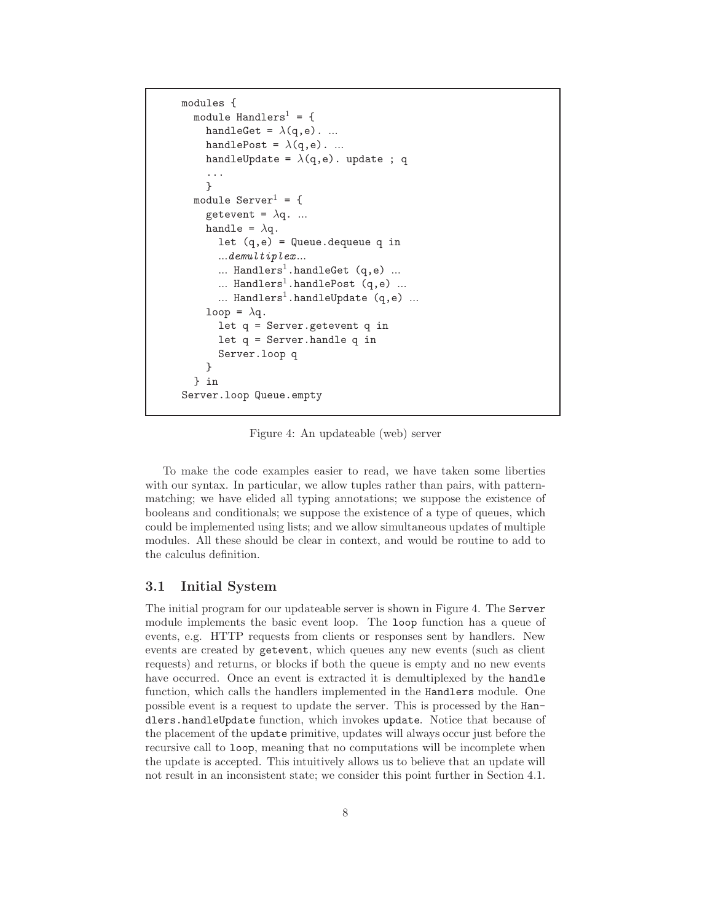```
modules {
  module Handlers¹ = {
    handleGet = λ(q,e). ...
    handlePost = λ(q,e). ...
    handleUpdate = λ(q,e). update ; q
    ...
    }
  module Server¹ = {
    getevent = λq. ...
    handle = λq.
      let (q,e) = Queue.dequeue q in
      ...demultiplex...
      ... Handlers¹.handleGet (q,e) ...
      ... Handlers¹.handlePost (q,e) ...
      ... Handlers¹.handleUpdate (q,e) ...
    loop = λq.
      let q = Server.getevent q in
      let q = Server.handle q in
      Server.loop q
    }
  } in
Server.loop Queue.empty
```

Figure 4: An updateable (web) server

To make the code examples easier to read, we have taken some liberties with our syntax. In particular, we allow tuples rather than pairs, with pattern-matching; we have elided all typing annotations; we suppose the existence of booleans and conditionals; we suppose the existence of a type of queues, which could be implemented using lists; and we allow simultaneous updates of multiple modules. All these should be clear in context, and would be routine to add to the calculus definition.

### 3.1 Initial System

The initial program for our updateable server is shown in Figure 4. The `Server` module implements the basic event loop. The `loop` function has a queue of events, e.g. HTTP requests from clients or responses sent by handlers. New events are created by `getevent`, which queues any new events (such as client requests) and returns, or blocks if both the queue is empty and no new events have occurred. Once an event is extracted it is demultiplexed by the `handle` function, which calls the handlers implemented in the `Handlers` module. One possible event is a request to update the server. This is processed by the `Handlers.handleUpdate` function, which invokes `update`. Notice that because of the placement of the `update` primitive, updates will always occur just before the recursive call to `loop`, meaning that no computations will be incomplete when the update is accepted. This intuitively allows us to believe that an update will not result in an inconsistent state; we consider this point further in Section 4.1.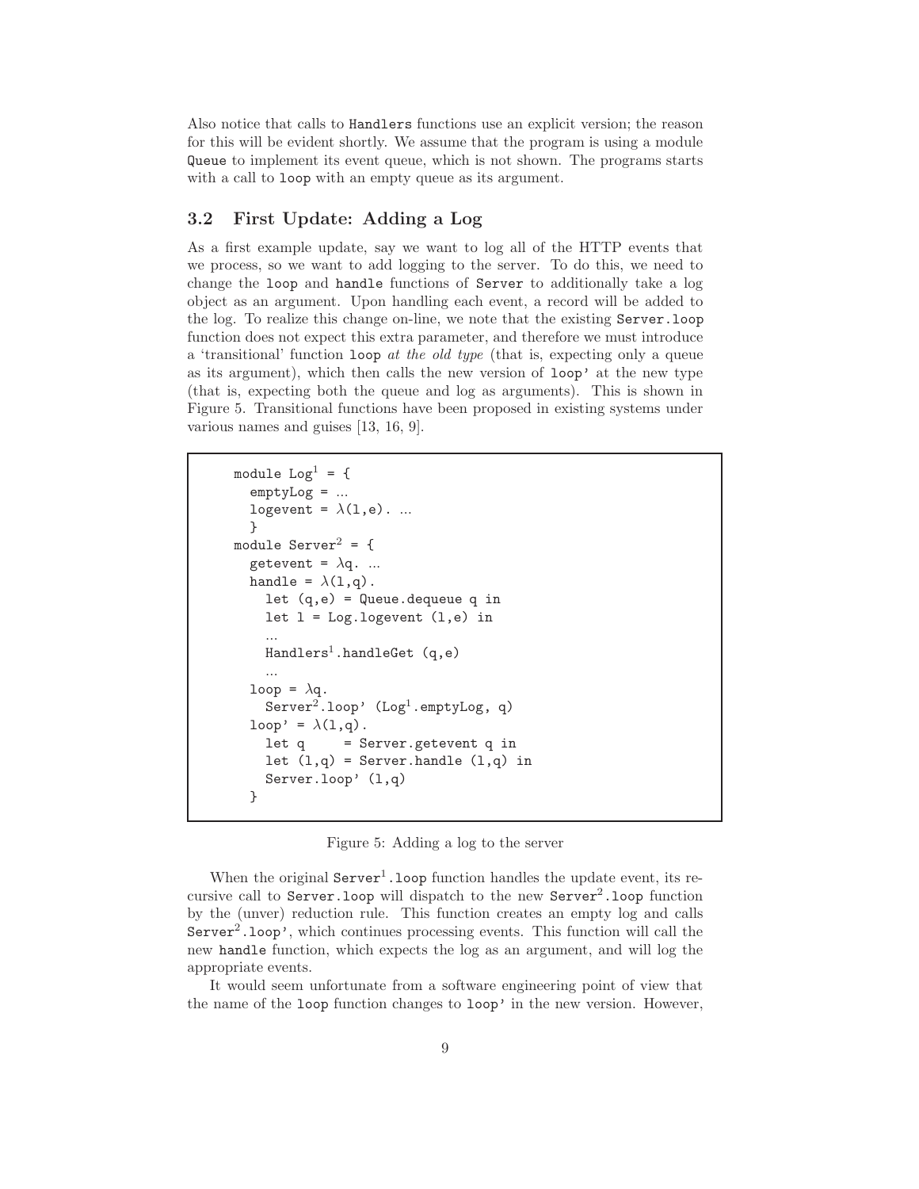Also notice that calls to `Handlers` functions use an explicit version; the reason for this will be evident shortly. We assume that the program is using a module `Queue` to implement its event queue, which is not shown. The programs starts with a call to `loop` with an empty queue as its argument.

## 3.2 First Update: Adding a Log

As a first example update, say we want to log all of the HTTP events that we process, so we want to add logging to the server. To do this, we need to change the `loop` and `handle` functions of `Server` to additionally take a log object as an argument. Upon handling each event, a record will be added to the log. To realize this change on-line, we note that the existing `Server.loop` function does not expect this extra parameter, and therefore we must introduce a 'transitional' function `loop` *at the old type* (that is, expecting only a queue as its argument), which then calls the new version of `loop'` at the new type (that is, expecting both the queue and log as arguments). This is shown in Figure 5. Transitional functions have been proposed in existing systems under various names and guises [13, 16, 9].

```
module Log¹ = {
  emptyLog = ...
  logevent = λ(l,e). ...
  }
module Server² = {
  getevent = λq. ...
  handle = λ(l,q).
    let (q,e) = Queue.dequeue q in
    let l = Log.logevent (l,e) in
    ...
    Handlers¹.handleGet (q,e)
    ...
  loop = λq.
    Server².loop' (Log¹.emptyLog, q)
  loop' = λ(l,q).
    let q     = Server.getevent q in
    let (l,q) = Server.handle (l,q) in
    Server.loop' (l,q)
  }
```

Figure 5: Adding a log to the server

When the original $\texttt{Server}^1\texttt{.loop}$ function handles the update event, its recursive call to `Server.loop` will dispatch to the new $\texttt{Server}^2\texttt{.loop}$ function by the (unver) reduction rule. This function creates an empty log and calls $\texttt{Server}^2\texttt{.loop'}$, which continues processing events. This function will call the new `handle` function, which expects the log as an argument, and will log the appropriate events.

It would seem unfortunate from a software engineering point of view that the name of the `loop` function changes to `loop'` in the new version. However,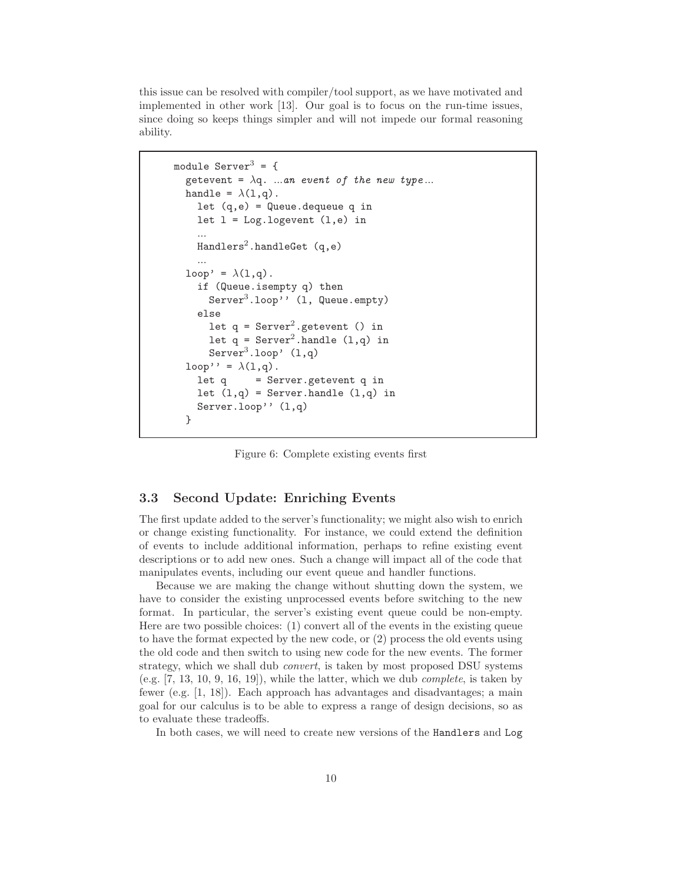this issue can be resolved with compiler/tool support, as we have motivated and implemented in other work [13]. Our goal is to focus on the run-time issues, since doing so keeps things simpler and will not impede our formal reasoning ability.

```
module Server³ = {
  getevent = λq. ...an event of the new type...
  handle = λ(l,q).
    let (q,e) = Queue.dequeue q in
    let l = Log.logevent (l,e) in
    ...
    Handlers².handleGet (q,e)
    ...
  loop' = λ(l,q).
    if (Queue.isempty q) then
      Server³.loop'' (l, Queue.empty)
    else
      let q = Server².getevent () in
      let q = Server².handle (l,q) in
      Server³.loop' (l,q)
  loop'' = λ(l,q).
    let q     = Server.getevent q in
    let (l,q) = Server.handle (l,q) in
    Server.loop'' (l,q)
  }
```

Figure 6: Complete existing events first

### 3.3 Second Update: Enriching Events

The first update added to the server's functionality; we might also wish to enrich or change existing functionality. For instance, we could extend the definition of events to include additional information, perhaps to refine existing event descriptions or to add new ones. Such a change will impact all of the code that manipulates events, including our event queue and handler functions.

Because we are making the change without shutting down the system, we have to consider the existing unprocessed events before switching to the new format. In particular, the server's existing event queue could be non-empty. Here are two possible choices: (1) convert all of the events in the existing queue to have the format expected by the new code, or (2) process the old events using the old code and then switch to using new code for the new events. The former strategy, which we shall dub *convert*, is taken by most proposed DSU systems (e.g. [7, 13, 10, 9, 16, 19]), while the latter, which we dub *complete*, is taken by fewer (e.g. [1, 18]). Each approach has advantages and disadvantages; a main goal for our calculus is to be able to express a range of design decisions, so as to evaluate these tradeoffs.

In both cases, we will need to create new versions of the Handlers and Log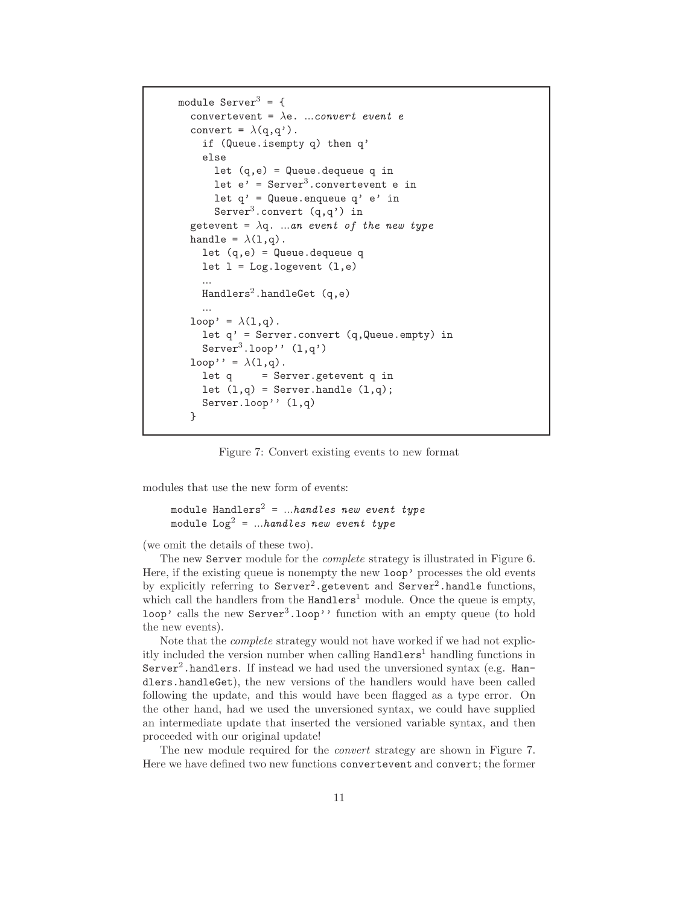```
module Server³ = {
  convertevent = λe. ...convert event e
  convert = λ(q,q').
    if (Queue.isempty q) then q'
    else
      let (q,e) = Queue.dequeue q in
      let e' = Server³.convertevent e in
      let q' = Queue.enqueue q' e' in
      Server³.convert (q,q') in
  getevent = λq. ...an event of the new type
  handle = λ(l,q).
    let (q,e) = Queue.dequeue q
    let l = Log.logevent (l,e)
    ...
    Handlers².handleGet (q,e)
    ...
  loop' = λ(l,q).
    let q' = Server.convert (q,Queue.empty) in
    Server³.loop'' (l,q')
  loop'' = λ(l,q).
    let q     = Server.getevent q in
    let (l,q) = Server.handle (l,q);
    Server.loop'' (l,q)
  }
```

Figure 7: Convert existing events to new format

modules that use the new form of events:

```
module Handlers² = ...handles new event type
module Log² = ...handles new event type
```

(we omit the details of these two).

The new `Server` module for the *complete* strategy is illustrated in Figure 6. Here, if the existing queue is nonempty the new `loop'` processes the old events by explicitly referring to $\texttt{Server}^2$`.getevent` and $\texttt{Server}^2$`.handle` functions, which call the handlers from the $\texttt{Handlers}^1$ module. Once the queue is empty, `loop'` calls the new $\texttt{Server}^3$`.loop''` function with an empty queue (to hold the new events).

Note that the *complete* strategy would not have worked if we had not explicitly included the version number when calling $\texttt{Handlers}^1$ handling functions in $\texttt{Server}^2$`.handlers`. If instead we had used the unversioned syntax (e.g. `Handlers.handleGet`), the new versions of the handlers would have been called following the update, and this would have been flagged as a type error. On the other hand, had we used the unversioned syntax, we could have supplied an intermediate update that inserted the versioned variable syntax, and then proceeded with our original update!

The new module required for the *convert* strategy are shown in Figure 7. Here we have defined two new functions `convertevent` and `convert`; the former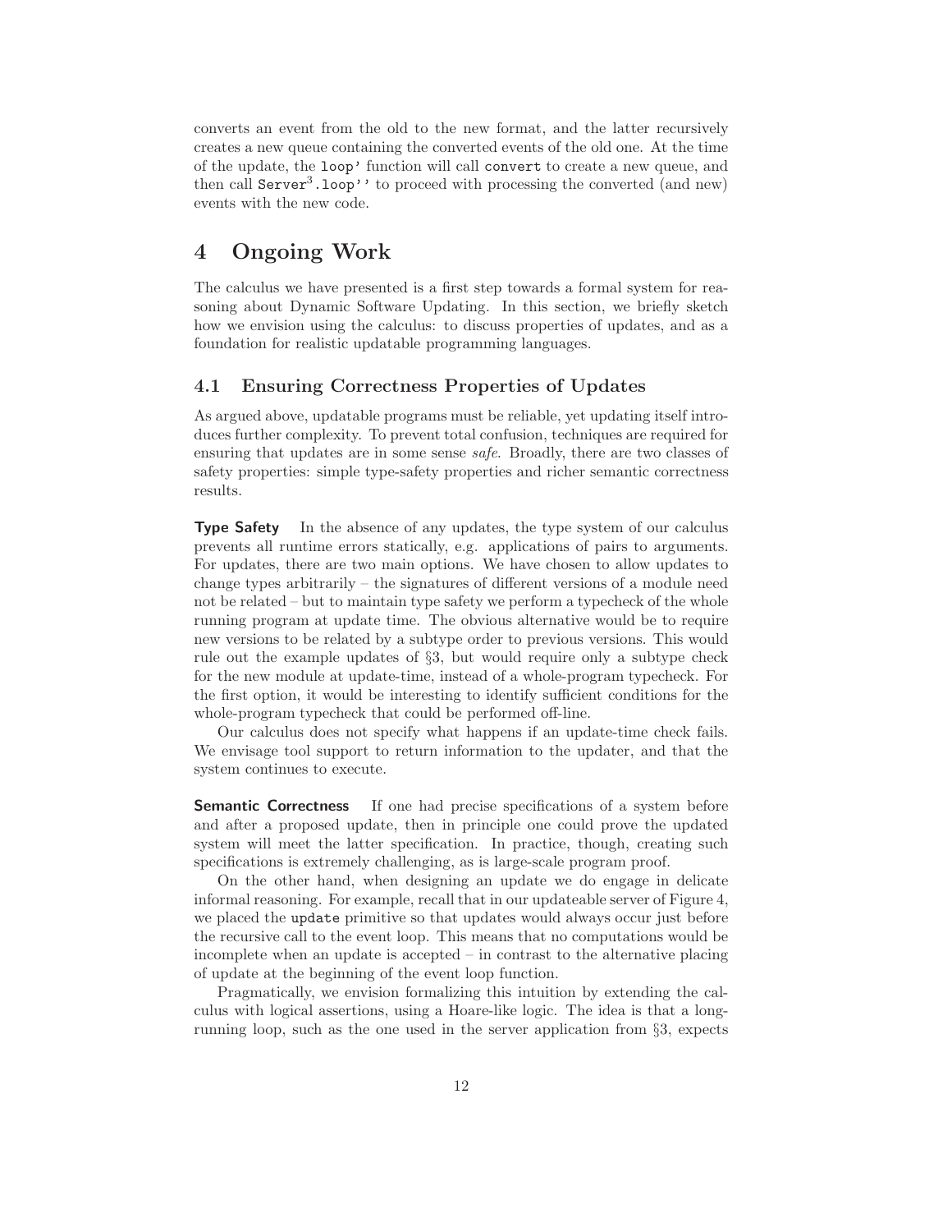converts an event from the old to the new format, and the latter recursively creates a new queue containing the converted events of the old one. At the time of the update, the `loop'` function will call `convert` to create a new queue, and then call `Server`$^3$`.loop''` to proceed with processing the converted (and new) events with the new code.

# 4 Ongoing Work

The calculus we have presented is a first step towards a formal system for reasoning about Dynamic Software Updating. In this section, we briefly sketch how we envision using the calculus: to discuss properties of updates, and as a foundation for realistic updatable programming languages.

## 4.1 Ensuring Correctness Properties of Updates

As argued above, updatable programs must be reliable, yet updating itself introduces further complexity. To prevent total confusion, techniques are required for ensuring that updates are in some sense *safe*. Broadly, there are two classes of safety properties: simple type-safety properties and richer semantic correctness results.

**Type Safety** In the absence of any updates, the type system of our calculus prevents all runtime errors statically, e.g. applications of pairs to arguments. For updates, there are two main options. We have chosen to allow updates to change types arbitrarily – the signatures of different versions of a module need not be related – but to maintain type safety we perform a typecheck of the whole running program at update time. The obvious alternative would be to require new versions to be related by a subtype order to previous versions. This would rule out the example updates of §3, but would require only a subtype check for the new module at update-time, instead of a whole-program typecheck. For the first option, it would be interesting to identify sufficient conditions for the whole-program typecheck that could be performed off-line.

Our calculus does not specify what happens if an update-time check fails. We envisage tool support to return information to the updater, and that the system continues to execute.

**Semantic Correctness** If one had precise specifications of a system before and after a proposed update, then in principle one could prove the updated system will meet the latter specification. In practice, though, creating such specifications is extremely challenging, as is large-scale program proof.

On the other hand, when designing an update we do engage in delicate informal reasoning. For example, recall that in our updateable server of Figure 4, we placed the `update` primitive so that updates would always occur just before the recursive call to the event loop. This means that no computations would be incomplete when an update is accepted – in contrast to the alternative placing of update at the beginning of the event loop function.

Pragmatically, we envision formalizing this intuition by extending the calculus with logical assertions, using a Hoare-like logic. The idea is that a long-running loop, such as the one used in the server application from §3, expects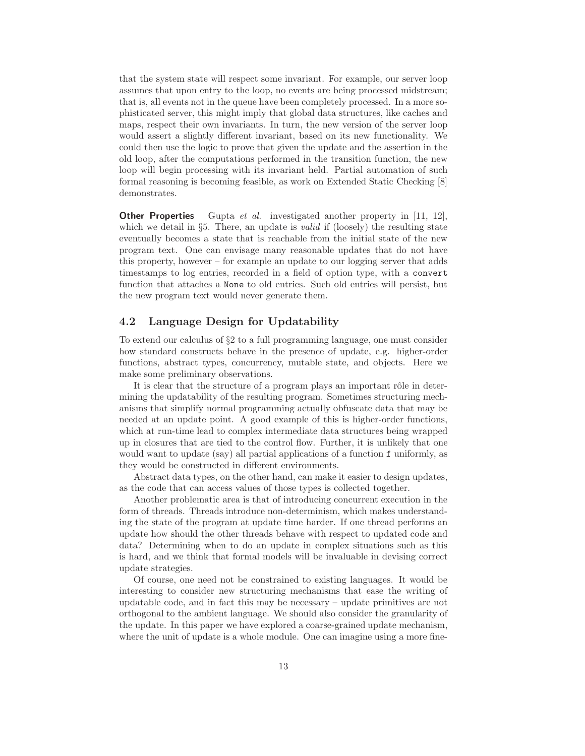that the system state will respect some invariant. For example, our server loop assumes that upon entry to the loop, no events are being processed midstream; that is, all events not in the queue have been completely processed. In a more sophisticated server, this might imply that global data structures, like caches and maps, respect their own invariants. In turn, the new version of the server loop would assert a slightly different invariant, based on its new functionality. We could then use the logic to prove that given the update and the assertion in the old loop, after the computations performed in the transition function, the new loop will begin processing with its invariant held. Partial automation of such formal reasoning is becoming feasible, as work on Extended Static Checking [8] demonstrates.

**Other Properties** Gupta *et al.* investigated another property in [11, 12], which we detail in §5. There, an update is *valid* if (loosely) the resulting state eventually becomes a state that is reachable from the initial state of the new program text. One can envisage many reasonable updates that do not have this property, however – for example an update to our logging server that adds timestamps to log entries, recorded in a field of option type, with a `convert` function that attaches a `None` to old entries. Such old entries will persist, but the new program text would never generate them.

## 4.2 Language Design for Updatability

To extend our calculus of §2 to a full programming language, one must consider how standard constructs behave in the presence of update, e.g. higher-order functions, abstract types, concurrency, mutable state, and objects. Here we make some preliminary observations.

It is clear that the structure of a program plays an important rôle in determining the updatability of the resulting program. Sometimes structuring mechanisms that simplify normal programming actually obfuscate data that may be needed at an update point. A good example of this is higher-order functions, which at run-time lead to complex intermediate data structures being wrapped up in closures that are tied to the control flow. Further, it is unlikely that one would want to update (say) all partial applications of a function `f` uniformly, as they would be constructed in different environments.

Abstract data types, on the other hand, can make it easier to design updates, as the code that can access values of those types is collected together.

Another problematic area is that of introducing concurrent execution in the form of threads. Threads introduce non-determinism, which makes understanding the state of the program at update time harder. If one thread performs an update how should the other threads behave with respect to updated code and data? Determining when to do an update in complex situations such as this is hard, and we think that formal models will be invaluable in devising correct update strategies.

Of course, one need not be constrained to existing languages. It would be interesting to consider new structuring mechanisms that ease the writing of updatable code, and in fact this may be necessary – update primitives are not orthogonal to the ambient language. We should also consider the granularity of the update. In this paper we have explored a coarse-grained update mechanism, where the unit of update is a whole module. One can imagine using a more fine-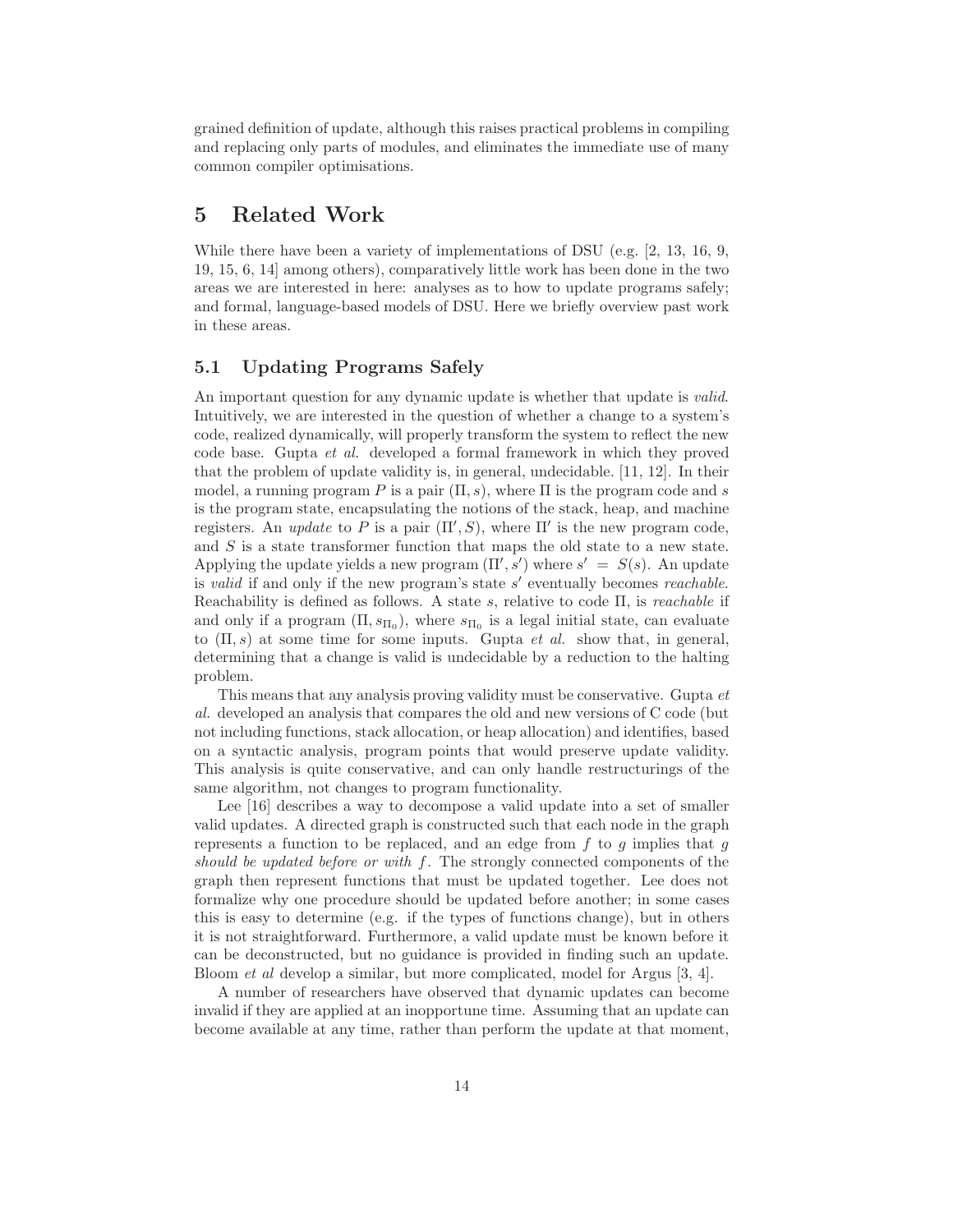grained definition of update, although this raises practical problems in compiling and replacing only parts of modules, and eliminates the immediate use of many common compiler optimisations.

# 5 Related Work

While there have been a variety of implementations of DSU (e.g. [2, 13, 16, 9, 19, 15, 6, 14] among others), comparatively little work has been done in the two areas we are interested in here: analyses as to how to update programs safely; and formal, language-based models of DSU. Here we briefly overview past work in these areas.

## 5.1 Updating Programs Safely

An important question for any dynamic update is whether that update is *valid*. Intuitively, we are interested in the question of whether a change to a system's code, realized dynamically, will properly transform the system to reflect the new code base. Gupta *et al.* developed a formal framework in which they proved that the problem of update validity is, in general, undecidable. [11, 12]. In their model, a running program $P$ is a pair $(\Pi, s)$, where $\Pi$ is the program code and $s$ is the program state, encapsulating the notions of the stack, heap, and machine registers. An *update* to $P$ is a pair $(\Pi', S)$, where $\Pi'$ is the new program code, and $S$ is a state transformer function that maps the old state to a new state. Applying the update yields a new program $(\Pi', s')$ where $s' = S(s)$. An update is *valid* if and only if the new program's state $s'$ eventually becomes *reachable*. Reachability is defined as follows. A state $s$, relative to code $\Pi$, is *reachable* if and only if a program $(\Pi, s_{\Pi_0})$, where $s_{\Pi_0}$ is a legal initial state, can evaluate to $(\Pi, s)$ at some time for some inputs. Gupta *et al.* show that, in general, determining that a change is valid is undecidable by a reduction to the halting problem.

This means that any analysis proving validity must be conservative. Gupta *et al.* developed an analysis that compares the old and new versions of C code (but not including functions, stack allocation, or heap allocation) and identifies, based on a syntactic analysis, program points that would preserve update validity. This analysis is quite conservative, and can only handle restructurings of the same algorithm, not changes to program functionality.

Lee [16] describes a way to decompose a valid update into a set of smaller valid updates. A directed graph is constructed such that each node in the graph represents a function to be replaced, and an edge from $f$ to $g$ implies that $g$ *should be updated before or with* $f$. The strongly connected components of the graph then represent functions that must be updated together. Lee does not formalize why one procedure should be updated before another; in some cases this is easy to determine (e.g. if the types of functions change), but in others it is not straightforward. Furthermore, a valid update must be known before it can be deconstructed, but no guidance is provided in finding such an update. Bloom *et al* develop a similar, but more complicated, model for Argus [3, 4].

A number of researchers have observed that dynamic updates can become invalid if they are applied at an inopportune time. Assuming that an update can become available at any time, rather than perform the update at that moment,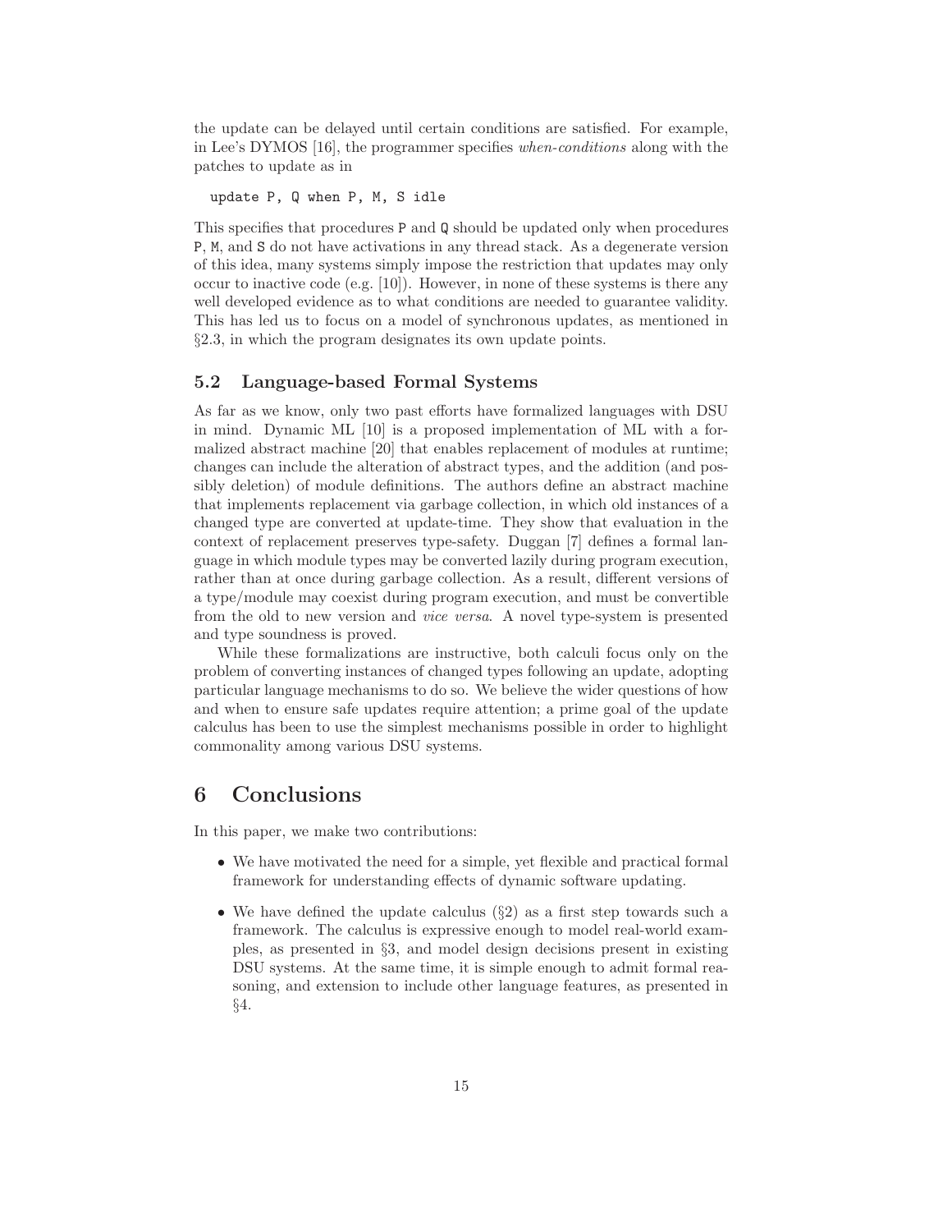the update can be delayed until certain conditions are satisfied. For example, in Lee's DYMOS [16], the programmer specifies *when-conditions* along with the patches to update as in

```
update P, Q when P, M, S idle
```

This specifies that procedures P and Q should be updated only when procedures P, M, and S do not have activations in any thread stack. As a degenerate version of this idea, many systems simply impose the restriction that updates may only occur to inactive code (e.g. [10]). However, in none of these systems is there any well developed evidence as to what conditions are needed to guarantee validity. This has led us to focus on a model of synchronous updates, as mentioned in §2.3, in which the program designates its own update points.

### 5.2 Language-based Formal Systems

As far as we know, only two past efforts have formalized languages with DSU in mind. Dynamic ML [10] is a proposed implementation of ML with a formalized abstract machine [20] that enables replacement of modules at runtime; changes can include the alteration of abstract types, and the addition (and possibly deletion) of module definitions. The authors define an abstract machine that implements replacement via garbage collection, in which old instances of a changed type are converted at update-time. They show that evaluation in the context of replacement preserves type-safety. Duggan [7] defines a formal language in which module types may be converted lazily during program execution, rather than at once during garbage collection. As a result, different versions of a type/module may coexist during program execution, and must be convertible from the old to new version and *vice versa*. A novel type-system is presented and type soundness is proved.

While these formalizations are instructive, both calculi focus only on the problem of converting instances of changed types following an update, adopting particular language mechanisms to do so. We believe the wider questions of how and when to ensure safe updates require attention; a prime goal of the update calculus has been to use the simplest mechanisms possible in order to highlight commonality among various DSU systems.

## 6 Conclusions

In this paper, we make two contributions:

- We have motivated the need for a simple, yet flexible and practical formal framework for understanding effects of dynamic software updating.
- We have defined the update calculus (§2) as a first step towards such a framework. The calculus is expressive enough to model real-world examples, as presented in §3, and model design decisions present in existing DSU systems. At the same time, it is simple enough to admit formal reasoning, and extension to include other language features, as presented in §4.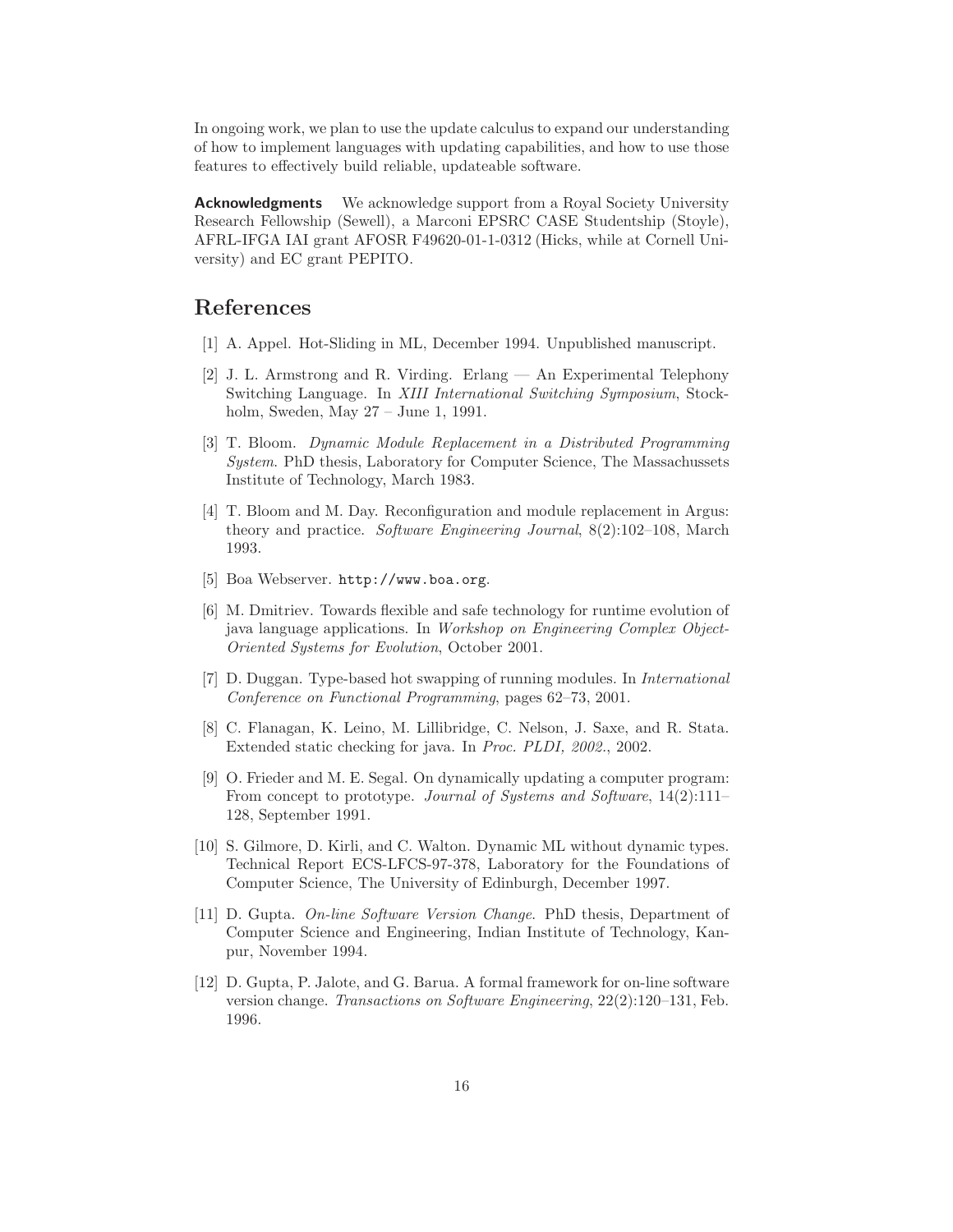In ongoing work, we plan to use the update calculus to expand our understanding of how to implement languages with updating capabilities, and how to use those features to effectively build reliable, updateable software.

**Acknowledgments** We acknowledge support from a Royal Society University Research Fellowship (Sewell), a Marconi EPSRC CASE Studentship (Stoyle), AFRL-IFGA IAI grant AFOSR F49620-01-1-0312 (Hicks, while at Cornell University) and EC grant PEPITO.

## References

[1] A. Appel. Hot-Sliding in ML, December 1994. Unpublished manuscript.

[2] J. L. Armstrong and R. Virding. Erlang — An Experimental Telephony Switching Language. In *XIII International Switching Symposium*, Stockholm, Sweden, May 27 – June 1, 1991.

[3] T. Bloom. *Dynamic Module Replacement in a Distributed Programming System*. PhD thesis, Laboratory for Computer Science, The Massachussets Institute of Technology, March 1983.

[4] T. Bloom and M. Day. Reconfiguration and module replacement in Argus: theory and practice. *Software Engineering Journal*, 8(2):102–108, March 1993.

[5] Boa Webserver. `http://www.boa.org`.

[6] M. Dmitriev. Towards flexible and safe technology for runtime evolution of java language applications. In *Workshop on Engineering Complex Object-Oriented Systems for Evolution*, October 2001.

[7] D. Duggan. Type-based hot swapping of running modules. In *International Conference on Functional Programming*, pages 62–73, 2001.

[8] C. Flanagan, K. Leino, M. Lillibridge, C. Nelson, J. Saxe, and R. Stata. Extended static checking for java. In *Proc. PLDI, 2002.*, 2002.

[9] O. Frieder and M. E. Segal. On dynamically updating a computer program: From concept to prototype. *Journal of Systems and Software*, 14(2):111–128, September 1991.

[10] S. Gilmore, D. Kirli, and C. Walton. Dynamic ML without dynamic types. Technical Report ECS-LFCS-97-378, Laboratory for the Foundations of Computer Science, The University of Edinburgh, December 1997.

[11] D. Gupta. *On-line Software Version Change*. PhD thesis, Department of Computer Science and Engineering, Indian Institute of Technology, Kanpur, November 1994.

[12] D. Gupta, P. Jalote, and G. Barua. A formal framework for on-line software version change. *Transactions on Software Engineering*, 22(2):120–131, Feb. 1996.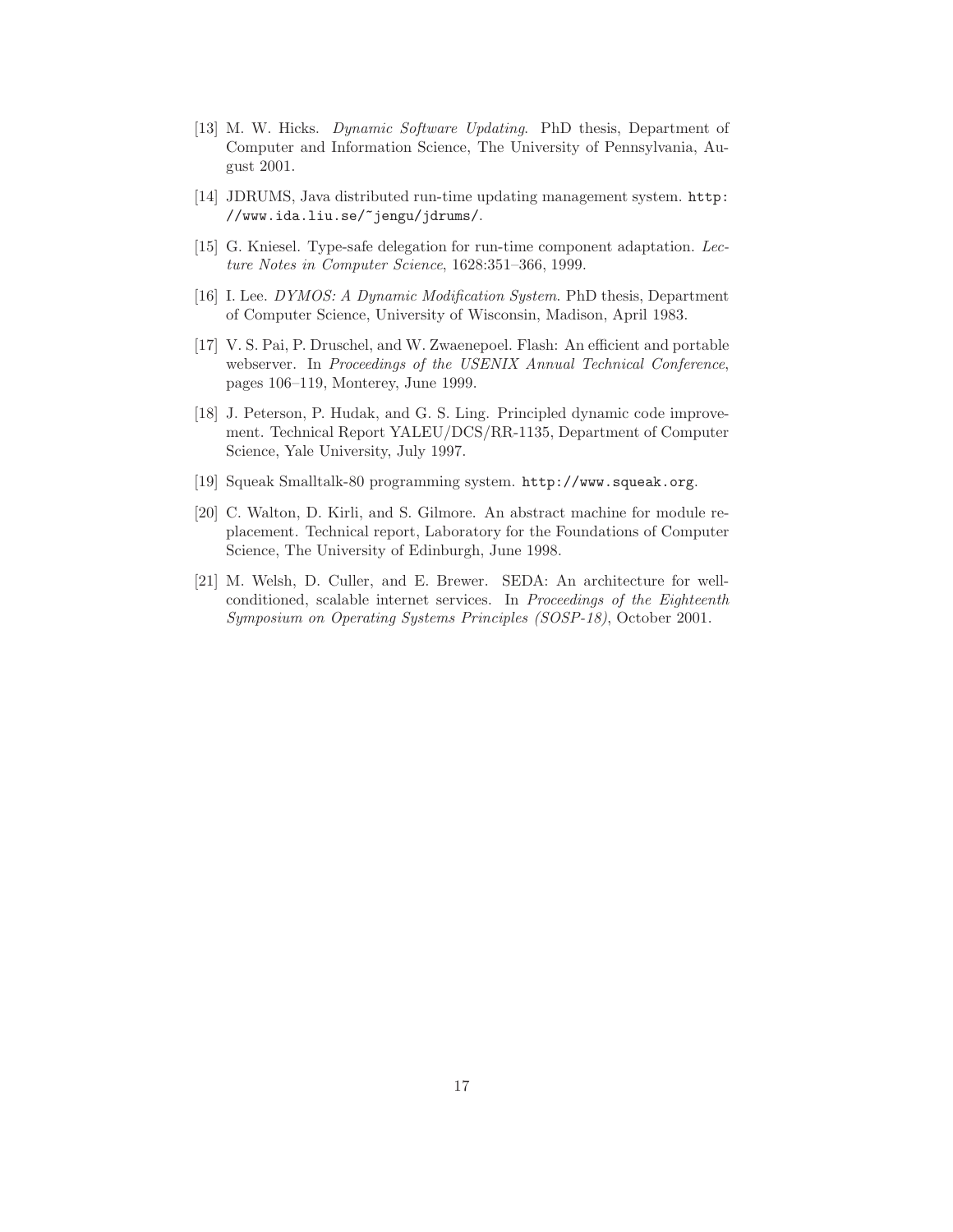[13] M. W. Hicks. *Dynamic Software Updating*. PhD thesis, Department of Computer and Information Science, The University of Pennsylvania, August 2001.

[14] JDRUMS, Java distributed run-time updating management system. `http://www.ida.liu.se/~jengu/jdrums/`.

[15] G. Kniesel. Type-safe delegation for run-time component adaptation. *Lecture Notes in Computer Science*, 1628:351–366, 1999.

[16] I. Lee. *DYMOS: A Dynamic Modification System*. PhD thesis, Department of Computer Science, University of Wisconsin, Madison, April 1983.

[17] V. S. Pai, P. Druschel, and W. Zwaenepoel. Flash: An efficient and portable webserver. In *Proceedings of the USENIX Annual Technical Conference*, pages 106–119, Monterey, June 1999.

[18] J. Peterson, P. Hudak, and G. S. Ling. Principled dynamic code improvement. Technical Report YALEU/DCS/RR-1135, Department of Computer Science, Yale University, July 1997.

[19] Squeak Smalltalk-80 programming system. `http://www.squeak.org`.

[20] C. Walton, D. Kirli, and S. Gilmore. An abstract machine for module replacement. Technical report, Laboratory for the Foundations of Computer Science, The University of Edinburgh, June 1998.

[21] M. Welsh, D. Culler, and E. Brewer. SEDA: An architecture for well-conditioned, scalable internet services. In *Proceedings of the Eighteenth Symposium on Operating Systems Principles (SOSP-18)*, October 2001.